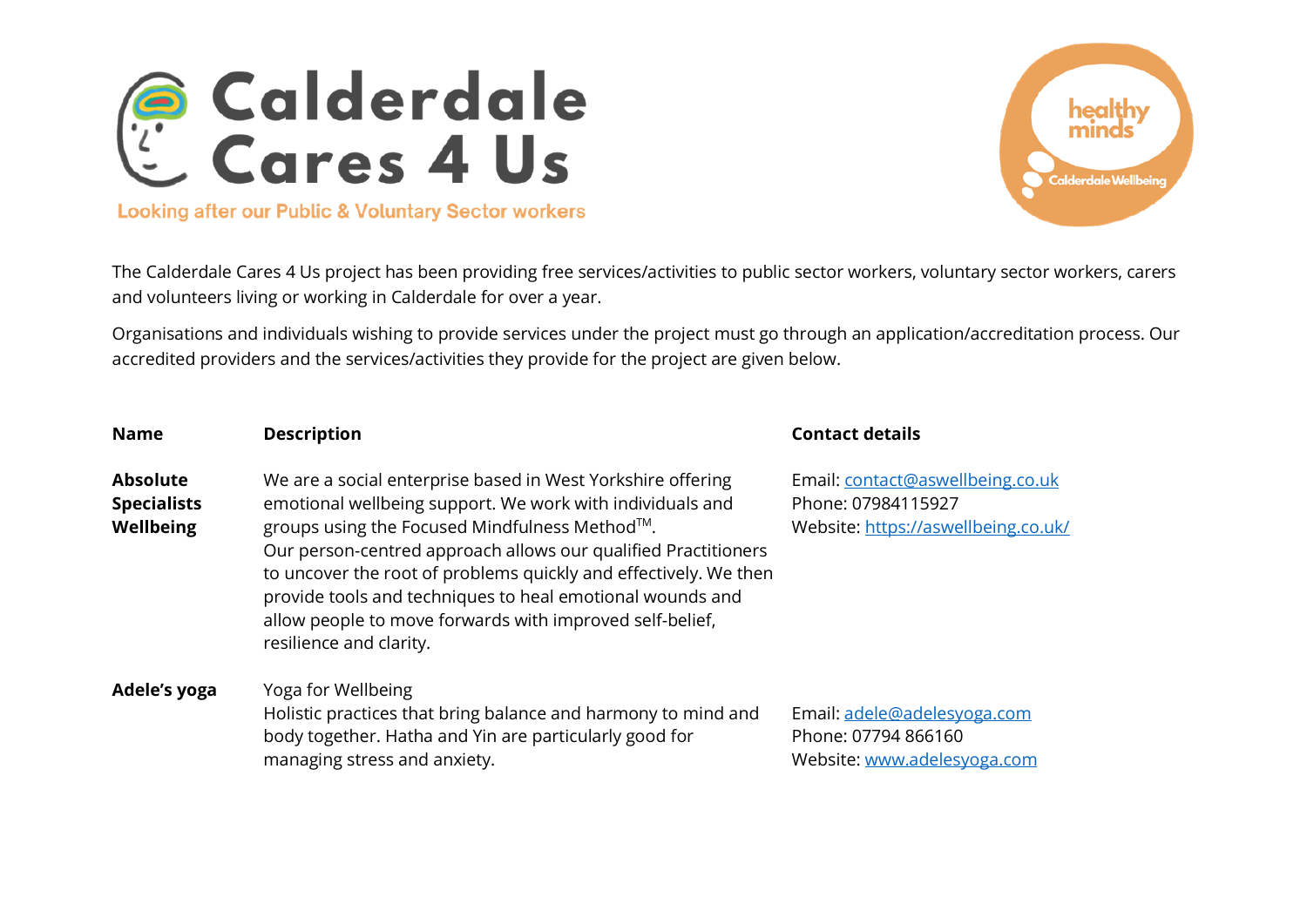# Calderdale Cares 4 Us

Looking after our Public & Voluntary Sector workers

healthy minds
Calderdale Wellbeing

The Calderdale Cares 4 Us project has been providing free services/activities to public sector workers, voluntary sector workers, carers and volunteers living or working in Calderdale for over a year.

Organisations and individuals wishing to provide services under the project must go through an application/accreditation process. Our accredited providers and the services/activities they provide for the project are given below.

| Name | Description | Contact details |
| --- | --- | --- |
| **Absolute Specialists Wellbeing** | We are a social enterprise based in West Yorkshire offering emotional wellbeing support. We work with individuals and groups using the Focused Mindfulness Method™. Our person-centred approach allows our qualified Practitioners to uncover the root of problems quickly and effectively. We then provide tools and techniques to heal emotional wounds and allow people to move forwards with improved self-belief, resilience and clarity. | Email: contact@aswellbeing.co.uk<br>Phone: 07984115927<br>Website: https://aswellbeing.co.uk/ |
| **Adele's yoga** | Yoga for Wellbeing<br>Holistic practices that bring balance and harmony to mind and body together. Hatha and Yin are particularly good for managing stress and anxiety. | Email: adele@adelesyoga.com<br>Phone: 07794 866160<br>Website: www.adelesyoga.com |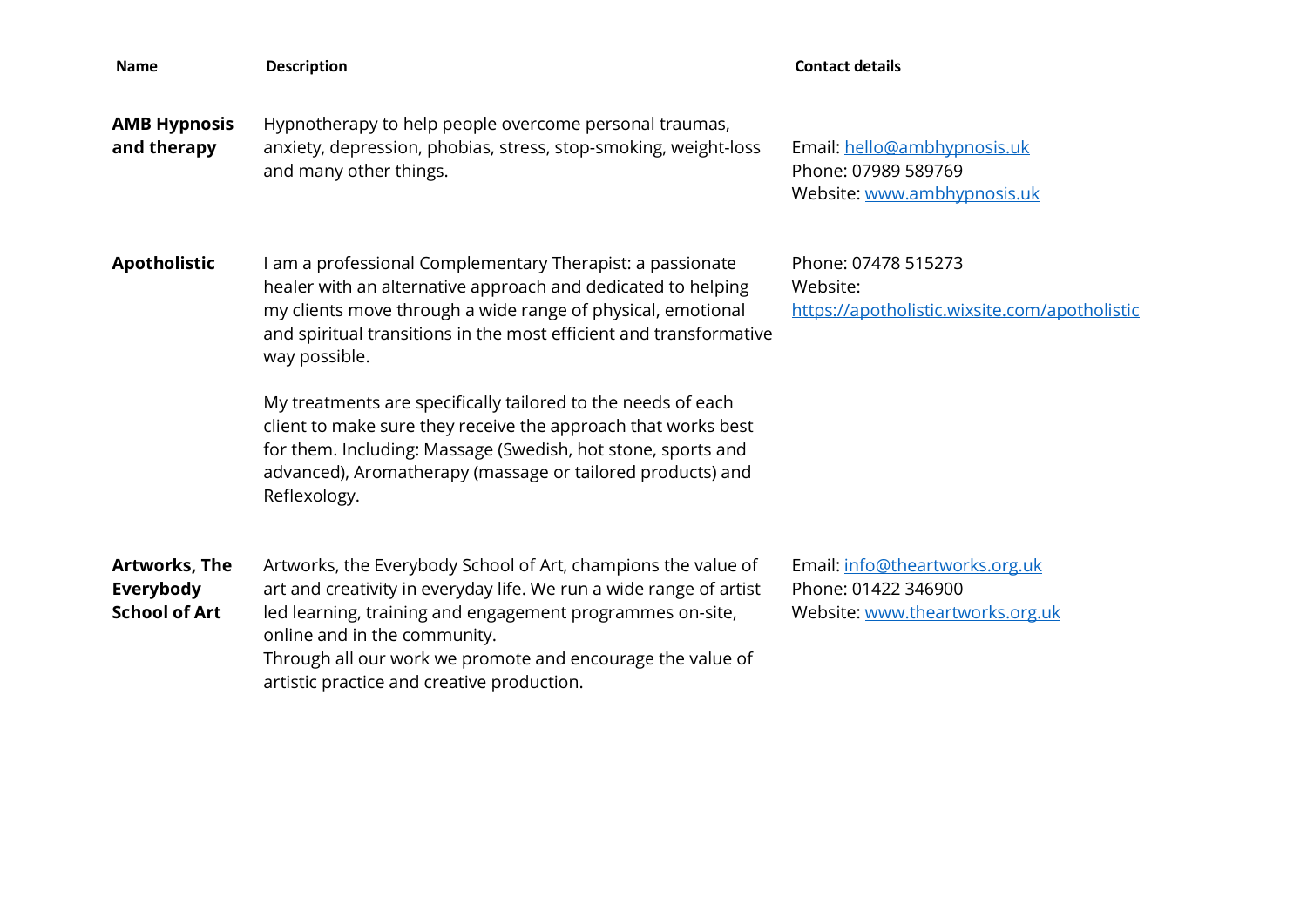| Name | Description | Contact details |
|---|---|---|
| **AMB Hypnosis and therapy** | Hypnotherapy to help people overcome personal traumas, anxiety, depression, phobias, stress, stop-smoking, weight-loss and many other things. | Email: hello@ambhypnosis.uk<br>Phone: 07989 589769<br>Website: www.ambhypnosis.uk |
| **Apotholistic** | I am a professional Complementary Therapist: a passionate healer with an alternative approach and dedicated to helping my clients move through a wide range of physical, emotional and spiritual transitions in the most efficient and transformative way possible.<br><br>My treatments are specifically tailored to the needs of each client to make sure they receive the approach that works best for them. Including: Massage (Swedish, hot stone, sports and advanced), Aromatherapy (massage or tailored products) and Reflexology. | Phone: 07478 515273<br>Website: https://apotholistic.wixsite.com/apotholistic |
| **Artworks, The Everybody School of Art** | Artworks, the Everybody School of Art, champions the value of art and creativity in everyday life. We run a wide range of artist led learning, training and engagement programmes on-site, online and in the community.<br>Through all our work we promote and encourage the value of artistic practice and creative production. | Email: info@theartworks.org.uk<br>Phone: 01422 346900<br>Website: www.theartworks.org.uk |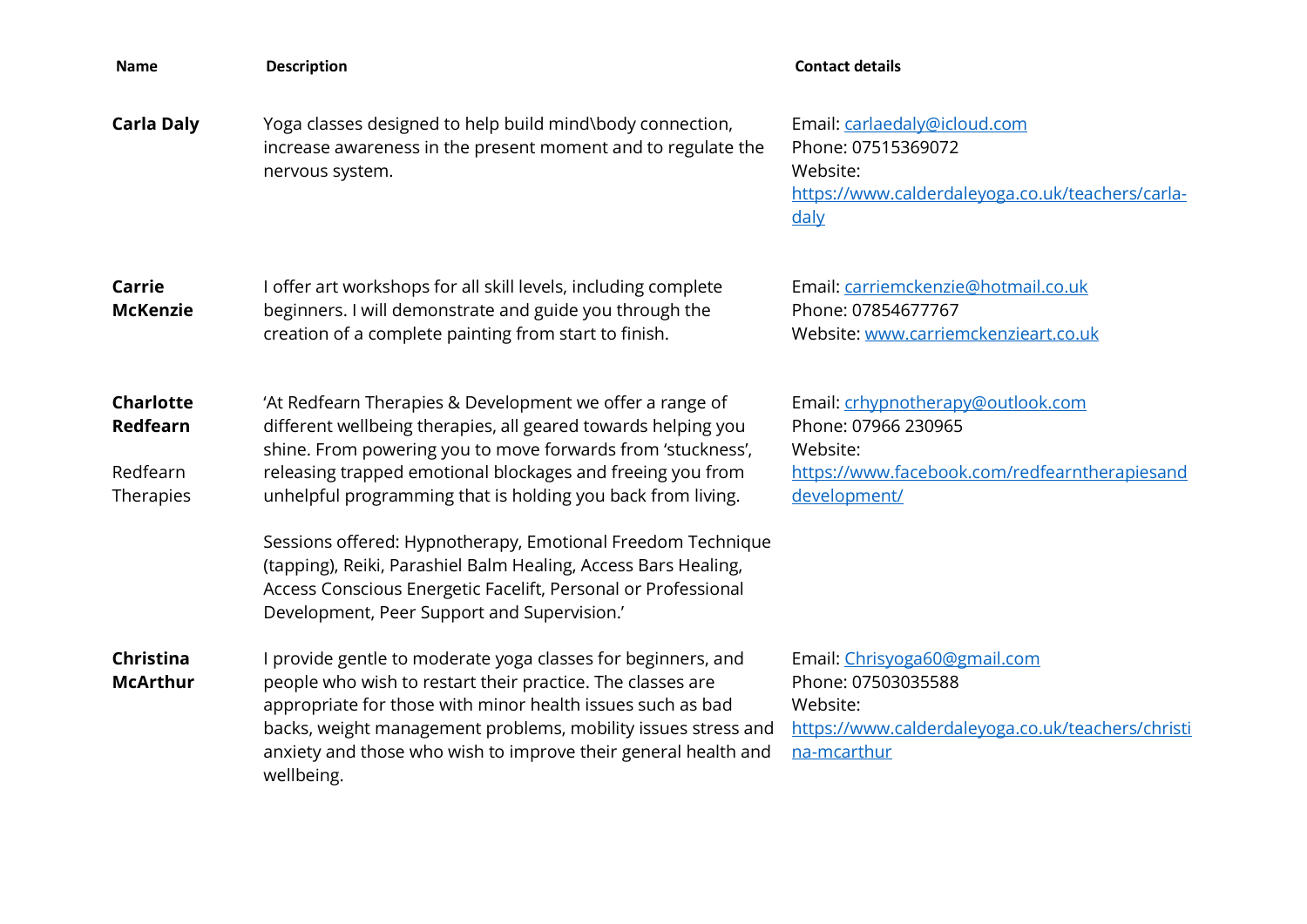| Name | Description | Contact details |
|---|---|---|
| **Carla Daly** | Yoga classes designed to help build mind\body connection, increase awareness in the present moment and to regulate the nervous system. | Email: carlaedaly@icloud.com<br>Phone: 07515369072<br>Website: https://www.calderdaleyoga.co.uk/teachers/carla-daly |
| **Carrie McKenzie** | I offer art workshops for all skill levels, including complete beginners. I will demonstrate and guide you through the creation of a complete painting from start to finish. | Email: carriemckenzie@hotmail.co.uk<br>Phone: 07854677767<br>Website: www.carriemckenzieart.co.uk |
| **Charlotte Redfearn**<br><br>Redfearn Therapies | 'At Redfearn Therapies & Development we offer a range of different wellbeing therapies, all geared towards helping you shine. From powering you to move forwards from 'stuckness', releasing trapped emotional blockages and freeing you from unhelpful programming that is holding you back from living.<br><br>Sessions offered: Hypnotherapy, Emotional Freedom Technique (tapping), Reiki, Parashiel Balm Healing, Access Bars Healing, Access Conscious Energetic Facelift, Personal or Professional Development, Peer Support and Supervision.' | Email: crhypnotherapy@outlook.com<br>Phone: 07966 230965<br>Website: https://www.facebook.com/redfearntherapiesanddevelopment/ |
| **Christina McArthur** | I provide gentle to moderate yoga classes for beginners, and people who wish to restart their practice. The classes are appropriate for those with minor health issues such as bad backs, weight management problems, mobility issues stress and anxiety and those who wish to improve their general health and wellbeing. | Email: Chrisyoga60@gmail.com<br>Phone: 07503035588<br>Website: https://www.calderdaleyoga.co.uk/teachers/christina-mcarthur |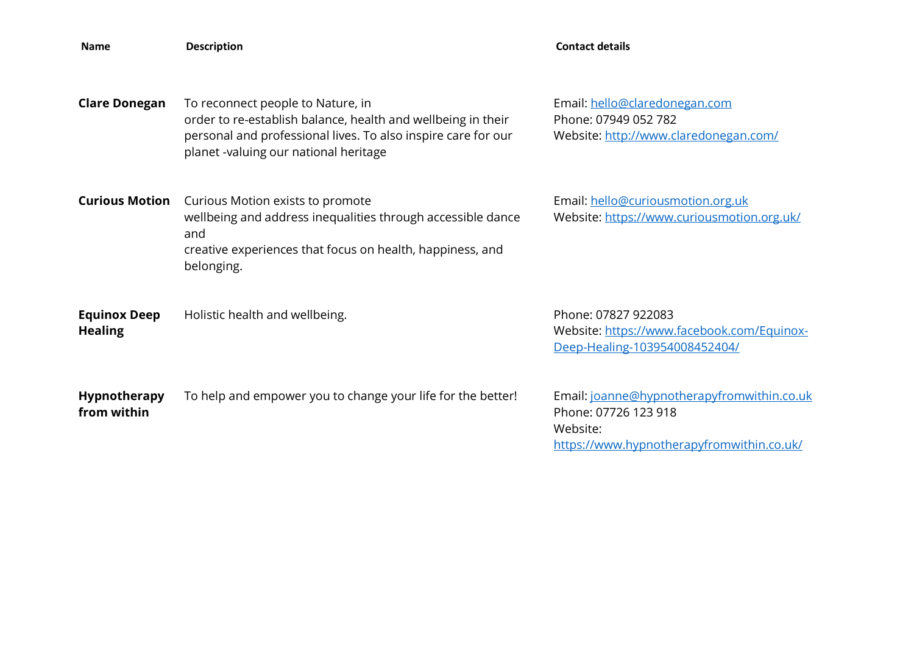| Name | Description | Contact details |
|---|---|---|
| **Clare Donegan** | To reconnect people to Nature, in order to re-establish balance, health and wellbeing in their personal and professional lives. To also inspire care for our planet -valuing our national heritage | Email: hello@claredonegan.com<br>Phone: 07949 052 782<br>Website: http://www.claredonegan.com/ |
| **Curious Motion** | Curious Motion exists to promote wellbeing and address inequalities through accessible dance and creative experiences that focus on health, happiness, and belonging. | Email: hello@curiousmotion.org.uk<br>Website: https://www.curiousmotion.org.uk/ |
| **Equinox Deep Healing** | Holistic health and wellbeing. | Phone: 07827 922083<br>Website: https://www.facebook.com/Equinox-Deep-Healing-103954008452404/ |
| **Hypnotherapy from within** | To help and empower you to change your life for the better! | Email: joanne@hypnotherapyfromwithin.co.uk<br>Phone: 07726 123 918<br>Website: https://www.hypnotherapyfromwithin.co.uk/ |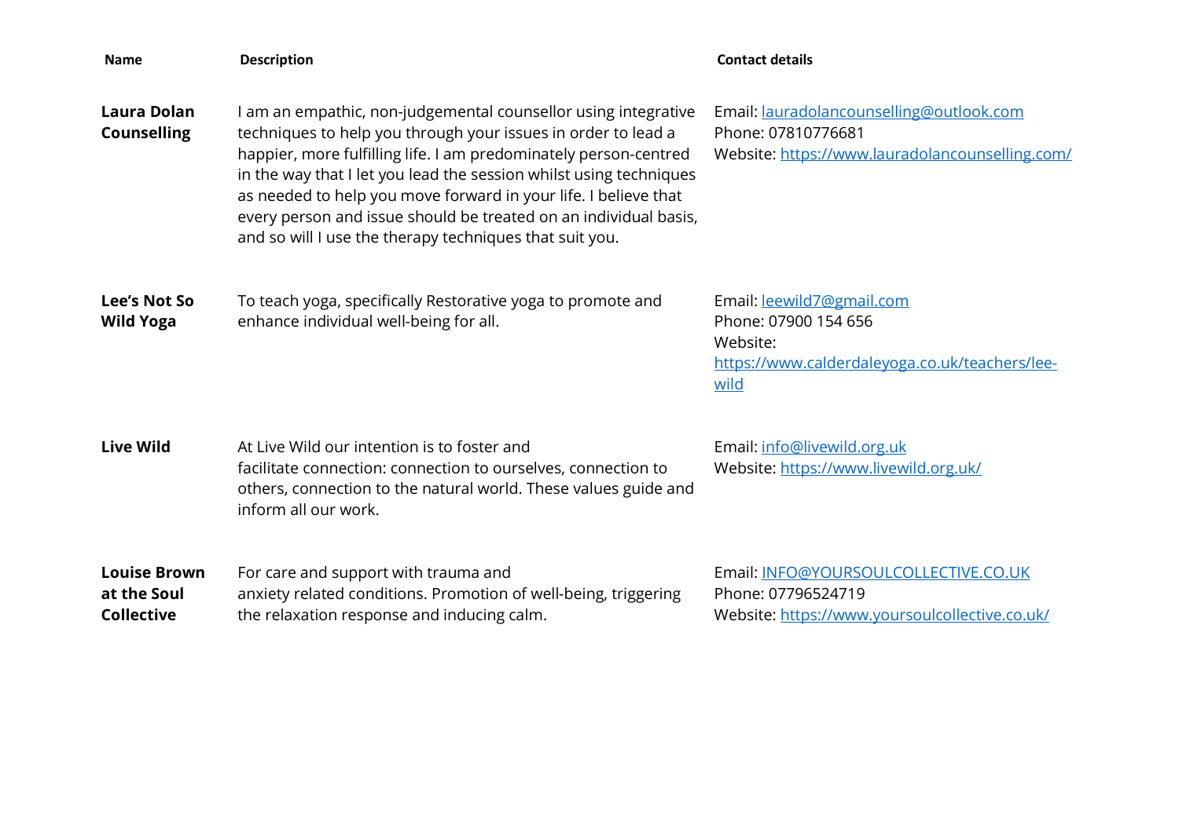| Name | Description | Contact details |
|---|---|---|
| **Laura Dolan Counselling** | I am an empathic, non-judgemental counsellor using integrative techniques to help you through your issues in order to lead a happier, more fulfilling life. I am predominately person-centred in the way that I let you lead the session whilst using techniques as needed to help you move forward in your life. I believe that every person and issue should be treated on an individual basis, and so will I use the therapy techniques that suit you. | Email: lauradolancounselling@outlook.com<br>Phone: 07810776681<br>Website: https://www.lauradolancounselling.com/ |
| **Lee's Not So Wild Yoga** | To teach yoga, specifically Restorative yoga to promote and enhance individual well-being for all. | Email: leewild7@gmail.com<br>Phone: 07900 154 656<br>Website: https://www.calderdaleyoga.co.uk/teachers/lee-wild |
| **Live Wild** | At Live Wild our intention is to foster and facilitate connection: connection to ourselves, connection to others, connection to the natural world. These values guide and inform all our work. | Email: info@livewild.org.uk<br>Website: https://www.livewild.org.uk/ |
| **Louise Brown at the Soul Collective** | For care and support with trauma and anxiety related conditions. Promotion of well-being, triggering the relaxation response and inducing calm. | Email: INFO@YOURSOULCOLLECTIVE.CO.UK<br>Phone: 07796524719<br>Website: https://www.yoursoulcollective.co.uk/ |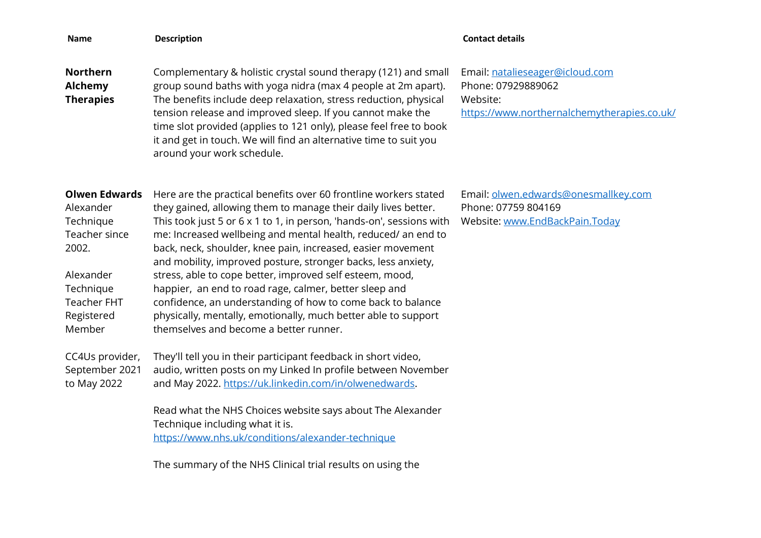| Name | Description | Contact details |
| --- | --- | --- |
| **Northern Alchemy Therapies** | Complementary & holistic crystal sound therapy (121) and small group sound baths with yoga nidra (max 4 people at 2m apart). The benefits include deep relaxation, stress reduction, physical tension release and improved sleep. If you cannot make the time slot provided (applies to 121 only), please feel free to book it and get in touch. We will find an alternative time to suit you around your work schedule. | Email: [natalieseager@icloud.com](mailto:natalieseager@icloud.com)<br>Phone: 07929889062<br>Website: [https://www.northernalchemytherapies.co.uk/](https://www.northernalchemytherapies.co.uk/) |
| **Olwen Edwards**<br>Alexander Technique Teacher since 2002.<br><br>Alexander Technique Teacher FHT Registered Member<br><br>CC4Us provider, September 2021 to May 2022 | Here are the practical benefits over 60 frontline workers stated they gained, allowing them to manage their daily lives better. This took just 5 or 6 x 1 to 1, in person, 'hands-on', sessions with me: Increased wellbeing and mental health, reduced/ an end to back, neck, shoulder, knee pain, increased, easier movement and mobility, improved posture, stronger backs, less anxiety, stress, able to cope better, improved self esteem, mood, happier, an end to road rage, calmer, better sleep and confidence, an understanding of how to come back to balance physically, mentally, emotionally, much better able to support themselves and become a better runner.<br><br>They'll tell you in their participant feedback in short video, audio, written posts on my Linked In profile between November and May 2022. [https://uk.linkedin.com/in/olwenedwards](https://uk.linkedin.com/in/olwenedwards).<br><br>Read what the NHS Choices website says about The Alexander Technique including what it is. [https://www.nhs.uk/conditions/alexander-technique](https://www.nhs.uk/conditions/alexander-technique)<br><br>The summary of the NHS Clinical trial results on using the | Email: [olwen.edwards@onesmallkey.com](mailto:olwen.edwards@onesmallkey.com)<br>Phone: 07759 804169<br>Website: [www.EndBackPain.Today](http://www.EndBackPain.Today) |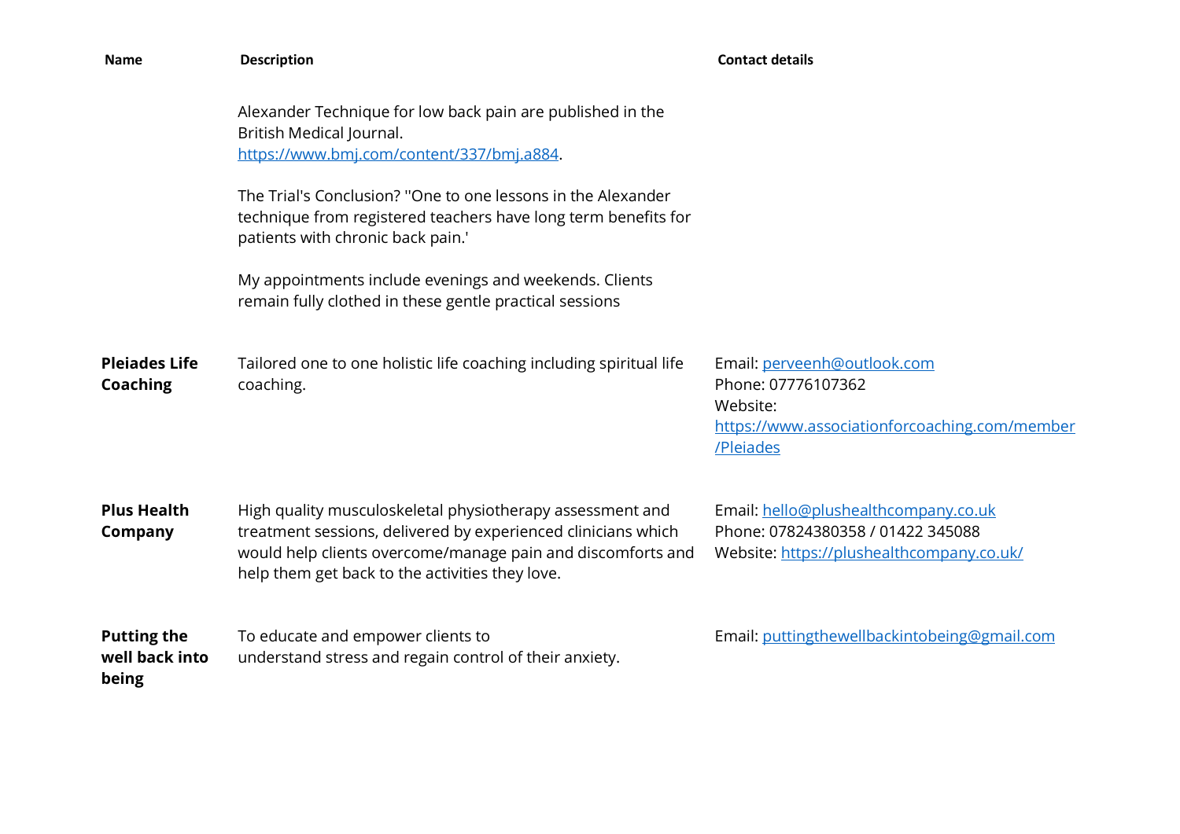| Name | Description | Contact details |
|---|---|---|
| | Alexander Technique for low back pain are published in the British Medical Journal. https://www.bmj.com/content/337/bmj.a884.<br><br>The Trial's Conclusion? ''One to one lessons in the Alexander technique from registered teachers have long term benefits for patients with chronic back pain.'<br><br>My appointments include evenings and weekends. Clients remain fully clothed in these gentle practical sessions | |
| **Pleiades Life Coaching** | Tailored one to one holistic life coaching including spiritual life coaching. | Email: perveenh@outlook.com<br>Phone: 07776107362<br>Website: https://www.associationforcoaching.com/member/Pleiades |
| **Plus Health Company** | High quality musculoskeletal physiotherapy assessment and treatment sessions, delivered by experienced clinicians which would help clients overcome/manage pain and discomforts and help them get back to the activities they love. | Email: hello@plushealthcompany.co.uk<br>Phone: 07824380358 / 01422 345088<br>Website: https://plushealthcompany.co.uk/ |
| **Putting the well back into being** | To educate and empower clients to understand stress and regain control of their anxiety. | Email: puttingthewellbackintobeing@gmail.com |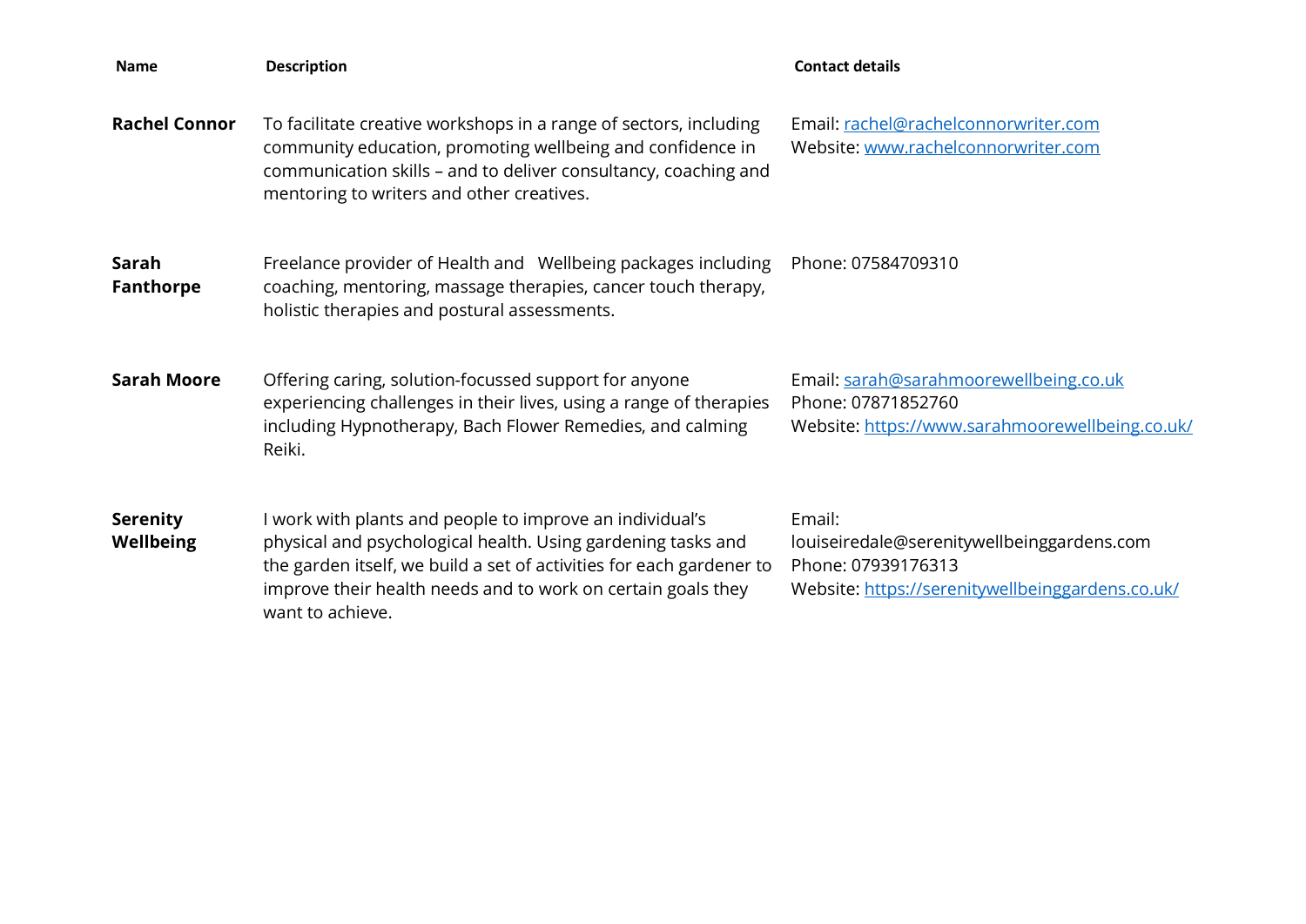| Name | Description | Contact details |
|---|---|---|
| **Rachel Connor** | To facilitate creative workshops in a range of sectors, including community education, promoting wellbeing and confidence in communication skills – and to deliver consultancy, coaching and mentoring to writers and other creatives. | Email: rachel@rachelconnorwriter.com<br>Website: www.rachelconnorwriter.com |
| **Sarah Fanthorpe** | Freelance provider of Health and Wellbeing packages including coaching, mentoring, massage therapies, cancer touch therapy, holistic therapies and postural assessments. | Phone: 07584709310 |
| **Sarah Moore** | Offering caring, solution-focussed support for anyone experiencing challenges in their lives, using a range of therapies including Hypnotherapy, Bach Flower Remedies, and calming Reiki. | Email: sarah@sarahmoorewellbeing.co.uk<br>Phone: 07871852760<br>Website: https://www.sarahmoorewellbeing.co.uk/ |
| **Serenity Wellbeing** | I work with plants and people to improve an individual's physical and psychological health. Using gardening tasks and the garden itself, we build a set of activities for each gardener to improve their health needs and to work on certain goals they want to achieve. | Email: louiseiredale@serenitywellbeinggardens.com<br>Phone: 07939176313<br>Website: https://serenitywellbeinggardens.co.uk/ |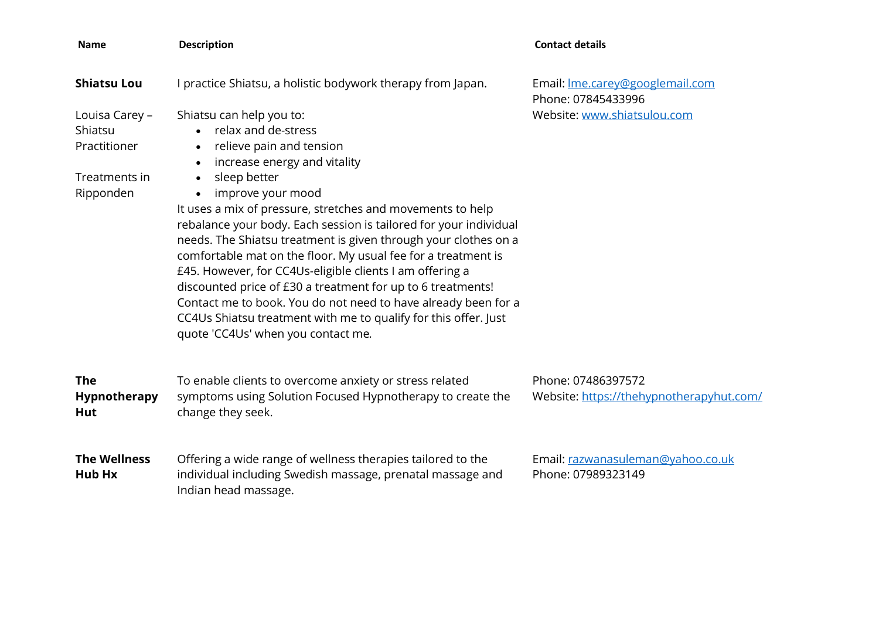| Name | Description | Contact details |
| --- | --- | --- |
| **Shiatsu Lou**<br><br>Louisa Carey – Shiatsu Practitioner<br><br>Treatments in Ripponden | I practice Shiatsu, a holistic bodywork therapy from Japan.<br><br>Shiatsu can help you to:<br>• relax and de-stress<br>• relieve pain and tension<br>• increase energy and vitality<br>• sleep better<br>• improve your mood<br>It uses a mix of pressure, stretches and movements to help rebalance your body. Each session is tailored for your individual needs. The Shiatsu treatment is given through your clothes on a comfortable mat on the floor. My usual fee for a treatment is £45. However, for CC4Us-eligible clients I am offering a discounted price of £30 a treatment for up to 6 treatments! Contact me to book. You do not need to have already been for a CC4Us Shiatsu treatment with me to qualify for this offer. Just quote 'CC4Us' when you contact me. | Email: lme.carey@googlemail.com<br>Phone: 07845433996<br>Website: www.shiatsulou.com |
| **The Hypnotherapy Hut** | To enable clients to overcome anxiety or stress related symptoms using Solution Focused Hypnotherapy to create the change they seek. | Phone: 07486397572<br>Website: https://thehypnotherapyhut.com/ |
| **The Wellness Hub Hx** | Offering a wide range of wellness therapies tailored to the individual including Swedish massage, prenatal massage and Indian head massage. | Email: razwanasuleman@yahoo.co.uk<br>Phone: 07989323149 |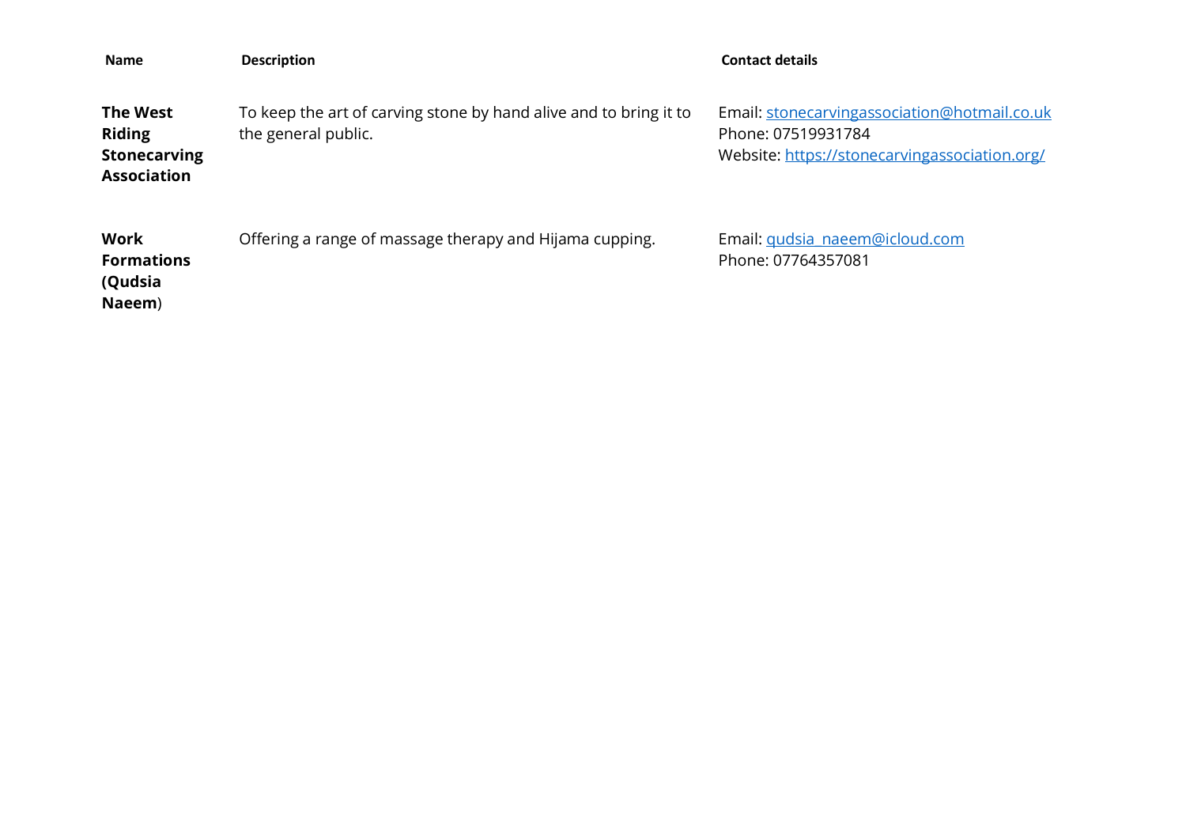| Name | Description | Contact details |
| --- | --- | --- |
| **The West Riding Stonecarving Association** | To keep the art of carving stone by hand alive and to bring it to the general public. | Email: stonecarvingassociation@hotmail.co.uk<br>Phone: 07519931784<br>Website: https://stonecarvingassociation.org/ |
| **Work Formations (Qudsia Naeem**) | Offering a range of massage therapy and Hijama cupping. | Email: qudsia_naeem@icloud.com<br>Phone: 07764357081 |